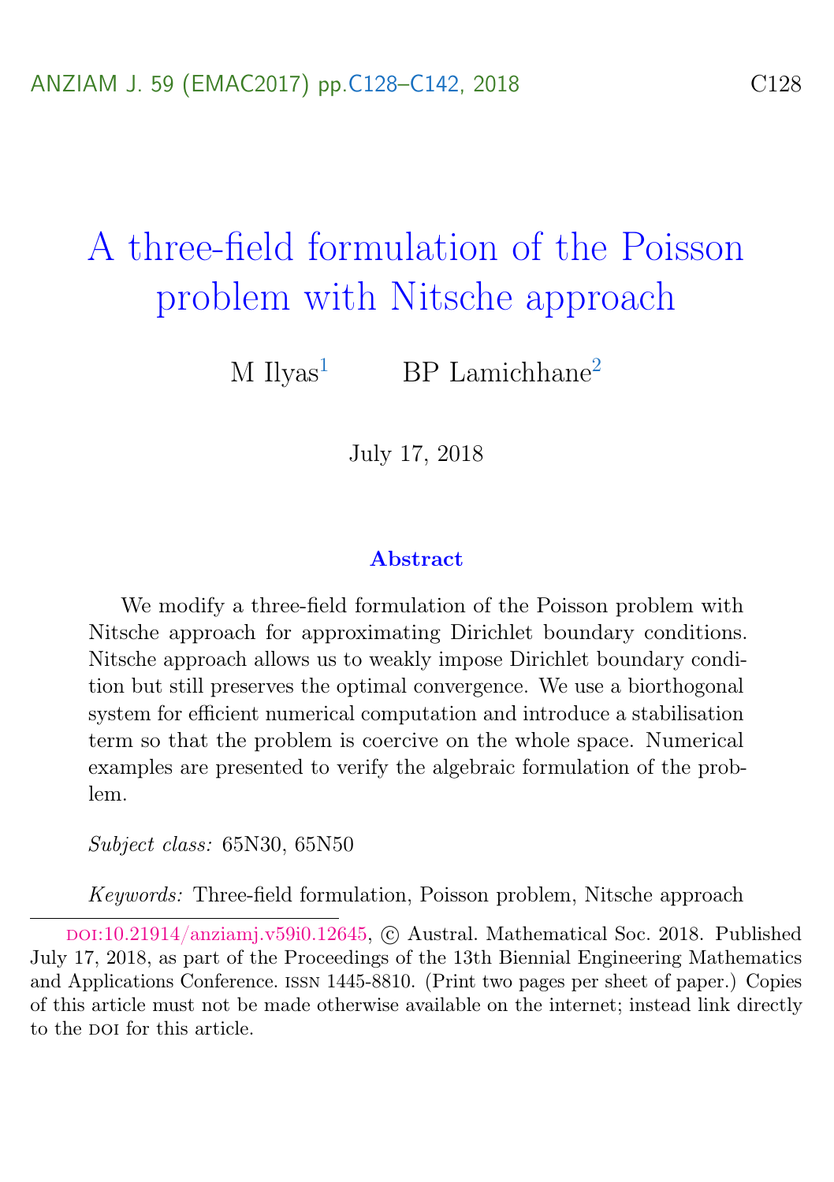# A three-field formulation of the Poisson problem with Nitsche approach

M Ilyas[1] BP Lamichhane[2]

July 17, 2018

### Abstract

We modify a three-field formulation of the Poisson problem with Nitsche approach for approximating Dirichlet boundary conditions. Nitsche approach allows us to weakly impose Dirichlet boundary condition but still preserves the optimal convergence. We use a biorthogonal system for efficient numerical computation and introduce a stabilisation term so that the problem is coercive on the whole space. Numerical examples are presented to verify the algebraic formulation of the problem.

*Subject class:* 65N30, 65N50

*Keywords:* Three-field formulation, Poisson problem, Nitsche approach

DOI:10.21914/anziamj.v59i0.12645, © Austral. Mathematical Soc. 2018. Published July 17, 2018, as part of the Proceedings of the 13th Biennial Engineering Mathematics and Applications Conference. ISSN 1445-8810. (Print two pages per sheet of paper.) Copies of this article must not be made otherwise available on the internet; instead link directly to the DOI for this article.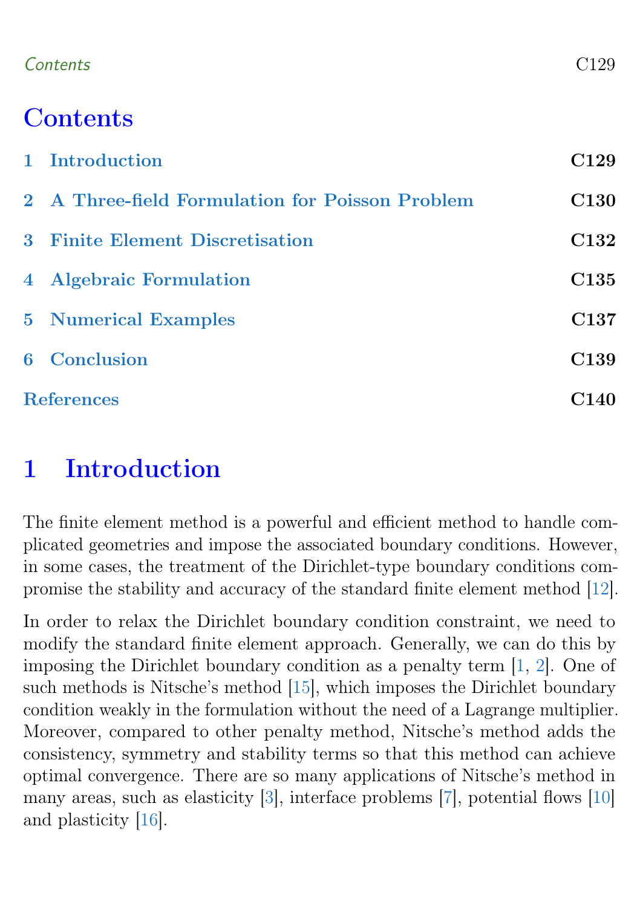# Contents

1 Introduction — C129

2 A Three-field Formulation for Poisson Problem — C130

3 Finite Element Discretisation — C132

4 Algebraic Formulation — C135

5 Numerical Examples — C137

6 Conclusion — C139

References — C140

# 1 Introduction

The finite element method is a powerful and efficient method to handle complicated geometries and impose the associated boundary conditions. However, in some cases, the treatment of the Dirichlet-type boundary conditions compromise the stability and accuracy of the standard finite element method [12].

In order to relax the Dirichlet boundary condition constraint, we need to modify the standard finite element approach. Generally, we can do this by imposing the Dirichlet boundary condition as a penalty term [1, 2]. One of such methods is Nitsche's method [15], which imposes the Dirichlet boundary condition weakly in the formulation without the need of a Lagrange multiplier. Moreover, compared to other penalty method, Nitsche's method adds the consistency, symmetry and stability terms so that this method can achieve optimal convergence. There are so many applications of Nitsche's method in many areas, such as elasticity [3], interface problems [7], potential flows [10] and plasticity [16].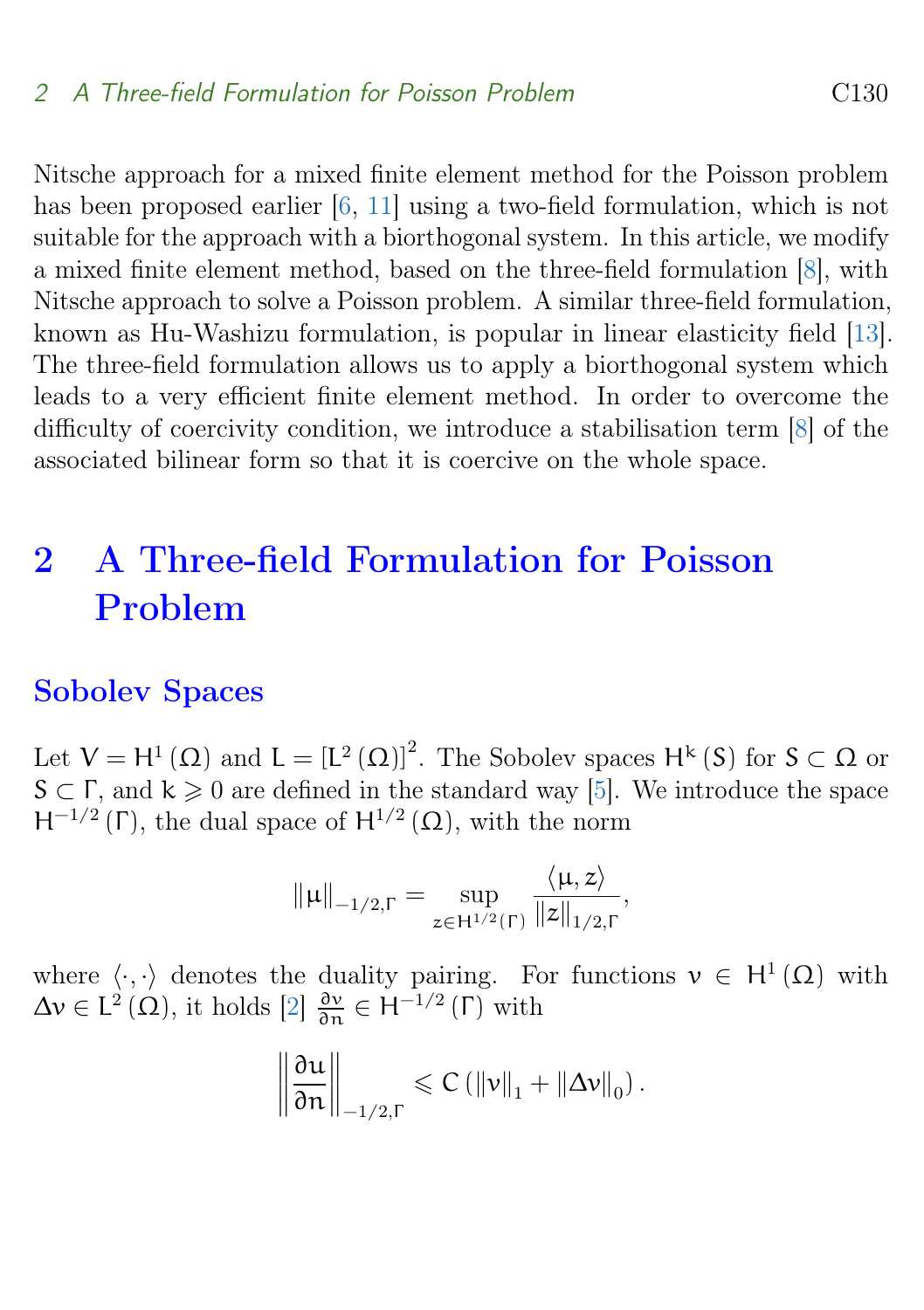Nitsche approach for a mixed finite element method for the Poisson problem has been proposed earlier [6, 11] using a two-field formulation, which is not suitable for the approach with a biorthogonal system. In this article, we modify a mixed finite element method, based on the three-field formulation [8], with Nitsche approach to solve a Poisson problem. A similar three-field formulation, known as Hu-Washizu formulation, is popular in linear elasticity field [13]. The three-field formulation allows us to apply a biorthogonal system which leads to a very efficient finite element method. In order to overcome the difficulty of coercivity condition, we introduce a stabilisation term [8] of the associated bilinear form so that it is coercive on the whole space.

# 2 A Three-field Formulation for Poisson Problem

## Sobolev Spaces

Let $V = H^1(\Omega)$ and $L = [L^2(\Omega)]^2$. The Sobolev spaces $H^k(S)$ for $S \subset \Omega$ or $S \subset \Gamma$, and $k \geqslant 0$ are defined in the standard way [5]. We introduce the space $H^{-1/2}(\Gamma)$, the dual space of $H^{1/2}(\Omega)$, with the norm

$$\|\mu\|_{-1/2,\Gamma} = \sup_{z \in H^{1/2}(\Gamma)} \frac{\langle \mu, z \rangle}{\|z\|_{1/2,\Gamma}},$$

where $\langle \cdot, \cdot \rangle$ denotes the duality pairing. For functions $v \in H^1(\Omega)$ with $\Delta v \in L^2(\Omega)$, it holds [2] $\frac{\partial v}{\partial n} \in H^{-1/2}(\Gamma)$ with

$$\left\| \frac{\partial u}{\partial n} \right\|_{-1/2,\Gamma} \leqslant C\left(\|v\|_1 + \|\Delta v\|_0\right).$$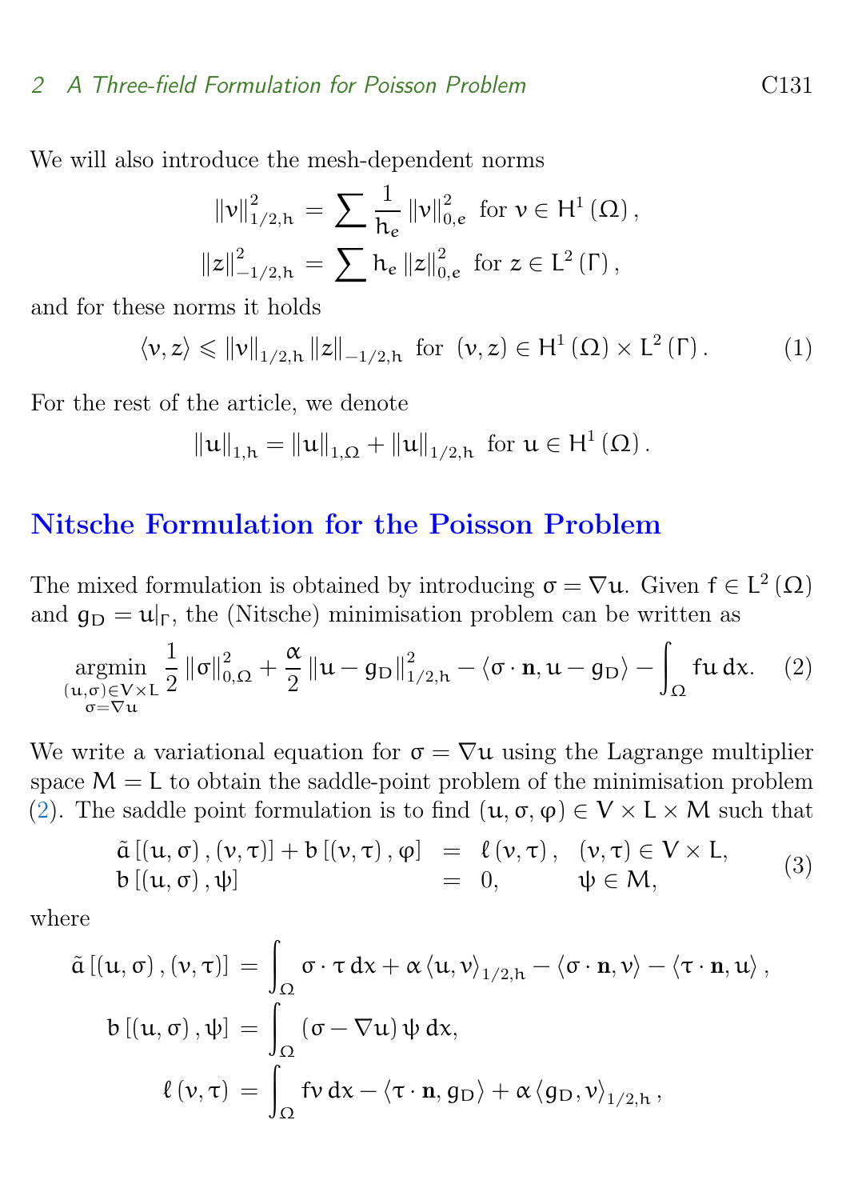We will also introduce the mesh-dependent norms

$$\|v\|_{1/2,h}^2 = \sum \frac{1}{h_e} \|v\|_{0,e}^2 \text{ for } v \in H^1(\Omega),$$

$$\|z\|_{-1/2,h}^2 = \sum h_e \|z\|_{0,e}^2 \text{ for } z \in L^2(\Gamma),$$

and for these norms it holds

$$\langle v, z\rangle \leqslant \|v\|_{1/2,h} \|z\|_{-1/2,h} \text{ for } (v,z) \in H^1(\Omega) \times L^2(\Gamma). \tag{1}$$

For the rest of the article, we denote

$$\|u\|_{1,h} = \|u\|_{1,\Omega} + \|u\|_{1/2,h} \text{ for } u \in H^1(\Omega).$$

## Nitsche Formulation for the Poisson Problem

The mixed formulation is obtained by introducing $\sigma = \nabla u$. Given $f \in L^2(\Omega)$ and $g_D = u|_\Gamma$, the (Nitsche) minimisation problem can be written as

$$\underset{\substack{(u,\sigma)\in V\times L \\ \sigma=\nabla u}}{\operatorname{argmin}} \frac{1}{2}\|\sigma\|_{0,\Omega}^2 + \frac{\alpha}{2}\|u - g_D\|_{1/2,h}^2 - \langle \sigma\cdot\mathbf{n}, u - g_D\rangle - \int_\Omega f u \,dx. \tag{2}$$

We write a variational equation for $\sigma = \nabla u$ using the Lagrange multiplier space $M = L$ to obtain the saddle-point problem of the minimisation problem (2). The saddle point formulation is to find $(u, \sigma, \varphi) \in V \times L \times M$ such that

$$\begin{array}{lcll} \tilde{a}\left[(u,\sigma),(v,\tau)\right] + b\left[(v,\tau),\varphi\right] & = & \ell(v,\tau), & (v,\tau)\in V\times L, \\ b\left[(u,\sigma),\psi\right] & = & 0, & \psi \in M, \end{array} \tag{3}$$

where

$$\tilde{a}\left[(u,\sigma),(v,\tau)\right] = \int_\Omega \sigma\cdot\tau\,dx + \alpha\langle u,v\rangle_{1/2,h} - \langle\sigma\cdot\mathbf{n}, v\rangle - \langle \tau\cdot\mathbf{n}, u\rangle,$$

$$b\left[(u,\sigma),\psi\right] = \int_\Omega (\sigma - \nabla u)\,\psi\,dx,$$

$$\ell(v,\tau) = \int_\Omega f v\,dx - \langle\tau\cdot\mathbf{n}, g_D\rangle + \alpha\langle g_D, v\rangle_{1/2,h},$$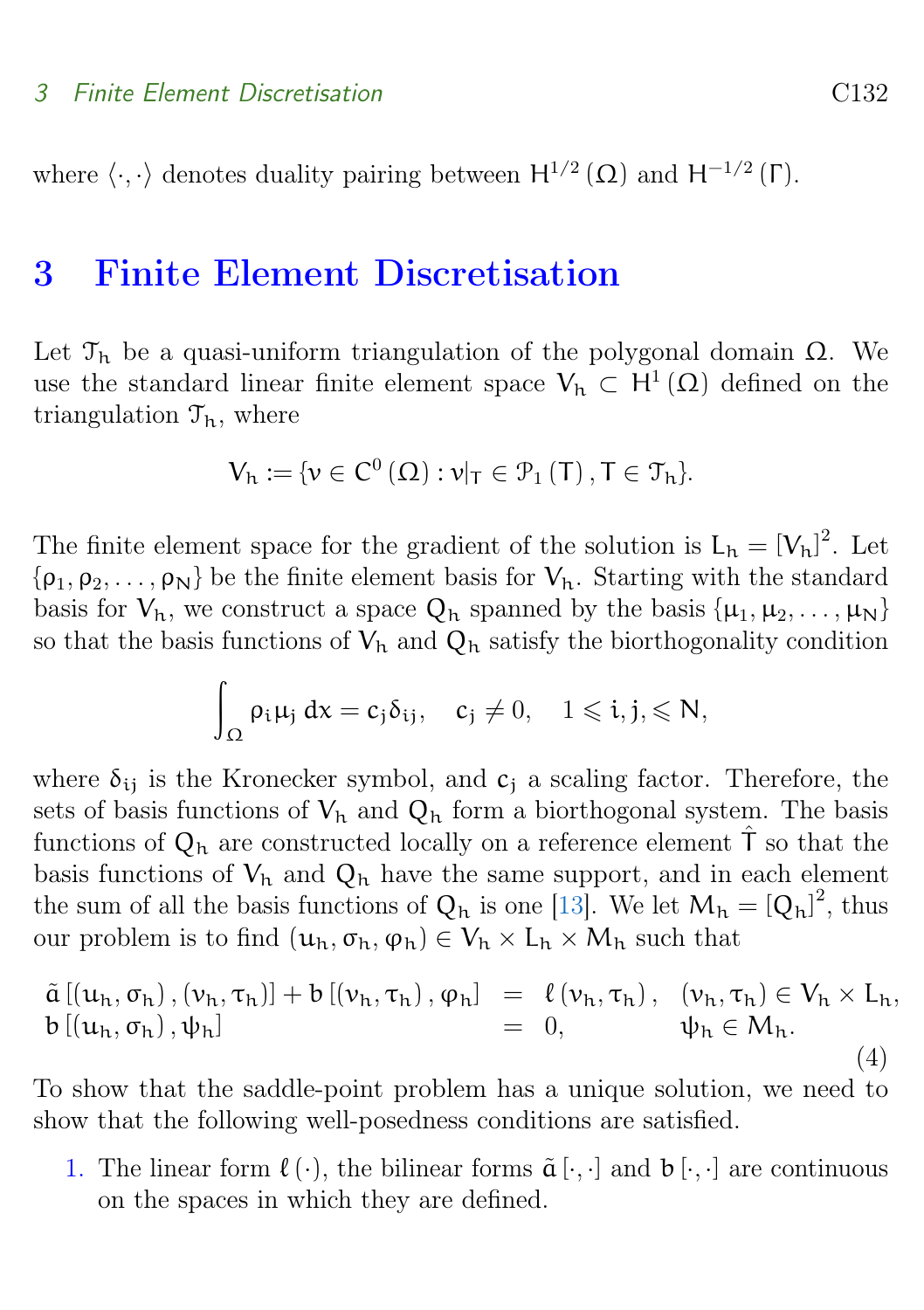where $\langle \cdot, \cdot \rangle$ denotes duality pairing between $H^{1/2}(\Omega)$ and $H^{-1/2}(\Gamma)$.

# 3 Finite Element Discretisation

Let $\mathcal{T}_h$ be a quasi-uniform triangulation of the polygonal domain $\Omega$. We use the standard linear finite element space $V_h \subset H^1(\Omega)$ defined on the triangulation $\mathcal{T}_h$, where

$$V_h := \{v \in C^0(\Omega) : v|_T \in \mathcal{P}_1(T), T \in \mathcal{T}_h\}.$$

The finite element space for the gradient of the solution is $L_h = [V_h]^2$. Let $\{\rho_1, \rho_2, \ldots, \rho_N\}$ be the finite element basis for $V_h$. Starting with the standard basis for $V_h$, we construct a space $Q_h$ spanned by the basis $\{\mu_1, \mu_2, \ldots, \mu_N\}$ so that the basis functions of $V_h$ and $Q_h$ satisfy the biorthogonality condition

$$\int_\Omega \rho_i \mu_j \, dx = c_j \delta_{ij}, \quad c_j \neq 0, \quad 1 \leqslant i, j, \leqslant N,$$

where $\delta_{ij}$ is the Kronecker symbol, and $c_j$ a scaling factor. Therefore, the sets of basis functions of $V_h$ and $Q_h$ form a biorthogonal system. The basis functions of $Q_h$ are constructed locally on a reference element $\hat{T}$ so that the basis functions of $V_h$ and $Q_h$ have the same support, and in each element the sum of all the basis functions of $Q_h$ is one [13]. We let $M_h = [Q_h]^2$, thus our problem is to find $(u_h, \sigma_h, \varphi_h) \in V_h \times L_h \times M_h$ such that

$$\begin{array}{lcll} \tilde{a}\left[(u_h, \sigma_h), (v_h, \tau_h)\right] + b\left[(v_h, \tau_h), \varphi_h\right] & = & \ell(v_h, \tau_h), & (v_h, \tau_h) \in V_h \times L_h, \\ b\left[(u_h, \sigma_h), \psi_h\right] & = & 0, & \psi_h \in M_h. \end{array} \tag{4}$$

To show that the saddle-point problem has a unique solution, we need to show that the following well-posedness conditions are satisfied.

1. The linear form $\ell(\cdot)$, the bilinear forms $\tilde{a}[\cdot, \cdot]$ and $b[\cdot, \cdot]$ are continuous on the spaces in which they are defined.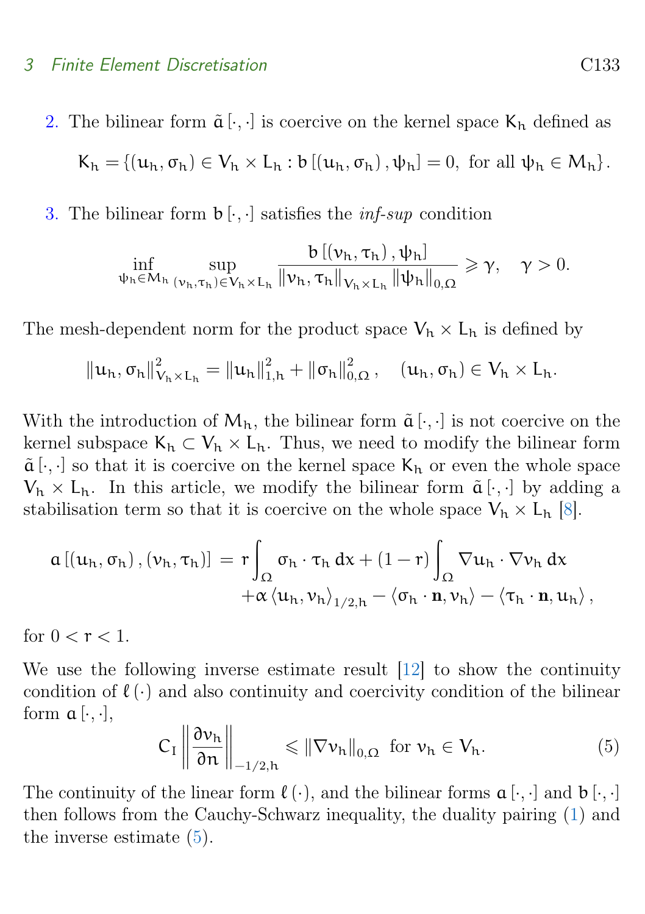2. The bilinear form $\tilde{a}[\cdot,\cdot]$ is coercive on the kernel space $K_h$ defined as

$$K_h = \{(u_h, \sigma_h) \in V_h \times L_h : b[(u_h, \sigma_h), \psi_h] = 0, \text{ for all } \psi_h \in M_h\}.$$

3. The bilinear form $b[\cdot,\cdot]$ satisfies the *inf-sup* condition

$$\inf_{\psi_h \in M_h} \sup_{(v_h, \tau_h) \in V_h \times L_h} \frac{b[(v_h, \tau_h), \psi_h]}{\|v_h, \tau_h\|_{V_h \times L_h} \|\psi_h\|_{0,\Omega}} \geqslant \gamma, \quad \gamma > 0.$$

The mesh-dependent norm for the product space $V_h \times L_h$ is defined by

$$\|u_h, \sigma_h\|^2_{V_h \times L_h} = \|u_h\|^2_{1,h} + \|\sigma_h\|^2_{0,\Omega}, \quad (u_h, \sigma_h) \in V_h \times L_h.$$

With the introduction of $M_h$, the bilinear form $\tilde{a}[\cdot,\cdot]$ is not coercive on the kernel subspace $K_h \subset V_h \times L_h$. Thus, we need to modify the bilinear form $\tilde{a}[\cdot,\cdot]$ so that it is coercive on the kernel space $K_h$ or even the whole space $V_h \times L_h$. In this article, we modify the bilinear form $\tilde{a}[\cdot,\cdot]$ by adding a stabilisation term so that it is coercive on the whole space $V_h \times L_h$ [8].

$$\begin{aligned} a[(u_h, \sigma_h), (v_h, \tau_h)] = {} & r \int_\Omega \sigma_h \cdot \tau_h \, dx + (1 - r) \int_\Omega \nabla u_h \cdot \nabla v_h \, dx \\ & + \alpha \langle u_h, v_h \rangle_{1/2,h} - \langle \sigma_h \cdot \mathbf{n}, v_h \rangle - \langle \tau_h \cdot \mathbf{n}, u_h \rangle, \end{aligned}$$

for $0 < r < 1$.

We use the following inverse estimate result [12] to show the continuity condition of $\ell(\cdot)$ and also continuity and coercivity condition of the bilinear form $a[\cdot,\cdot]$,

$$C_I \left\| \frac{\partial v_h}{\partial n} \right\|_{-1/2,h} \leqslant \|\nabla v_h\|_{0,\Omega} \text{ for } v_h \in V_h. \tag{5}$$

The continuity of the linear form $\ell(\cdot)$, and the bilinear forms $a[\cdot,\cdot]$ and $b[\cdot,\cdot]$ then follows from the Cauchy-Schwarz inequality, the duality pairing (1) and the inverse estimate (5).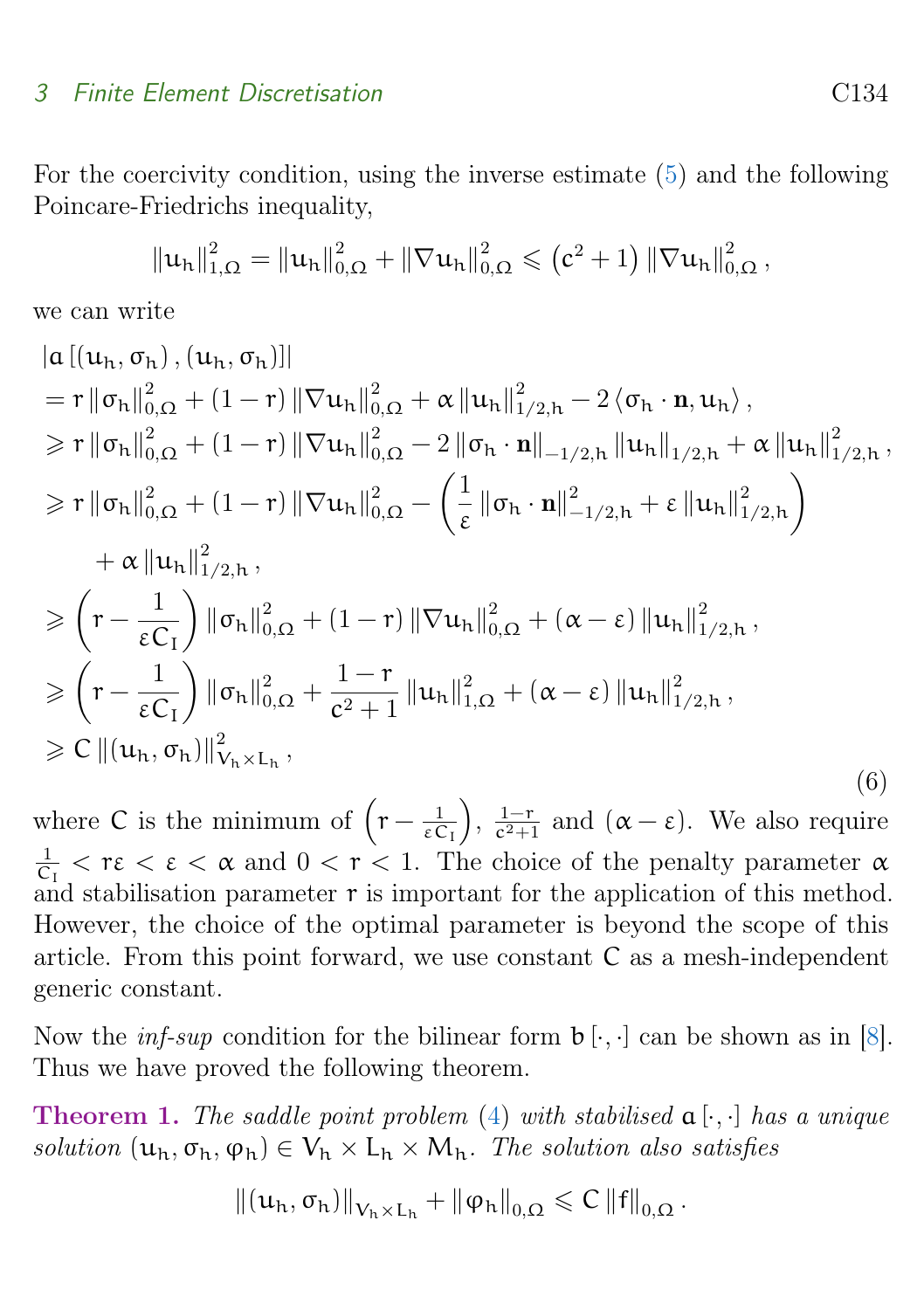For the coercivity condition, using the inverse estimate (5) and the following Poincare-Friedrichs inequality,

$$\|u_h\|_{1,\Omega}^2 = \|u_h\|_{0,\Omega}^2 + \|\nabla u_h\|_{0,\Omega}^2 \leqslant \left(c^2+1\right)\|\nabla u_h\|_{0,\Omega}^2 \,,$$

we can write

$$\begin{aligned}
&|a\left[(u_h,\sigma_h),(u_h,\sigma_h)\right]| \\
&= r\|\sigma_h\|_{0,\Omega}^2 + (1-r)\|\nabla u_h\|_{0,\Omega}^2 + \alpha\|u_h\|_{1/2,h}^2 - 2\left\langle \sigma_h\cdot\mathbf{n}, u_h\right\rangle, \\
&\geqslant r\|\sigma_h\|_{0,\Omega}^2 + (1-r)\|\nabla u_h\|_{0,\Omega}^2 - 2\|\sigma_h\cdot\mathbf{n}\|_{-1/2,h}\|u_h\|_{1/2,h} + \alpha\|u_h\|_{1/2,h}^2, \\
&\geqslant r\|\sigma_h\|_{0,\Omega}^2 + (1-r)\|\nabla u_h\|_{0,\Omega}^2 - \left(\frac{1}{\varepsilon}\|\sigma_h\cdot\mathbf{n}\|_{-1/2,h}^2 + \varepsilon\|u_h\|_{1/2,h}^2\right) \\
&\qquad + \alpha\|u_h\|_{1/2,h}^2, \\
&\geqslant \left(r - \frac{1}{\varepsilon C_I}\right)\|\sigma_h\|_{0,\Omega}^2 + (1-r)\|\nabla u_h\|_{0,\Omega}^2 + (\alpha-\varepsilon)\|u_h\|_{1/2,h}^2, \\
&\geqslant \left(r - \frac{1}{\varepsilon C_I}\right)\|\sigma_h\|_{0,\Omega}^2 + \frac{1-r}{c^2+1}\|u_h\|_{1,\Omega}^2 + (\alpha-\varepsilon)\|u_h\|_{1/2,h}^2, \\
&\geqslant C\,\|(u_h,\sigma_h)\|_{V_h\times L_h}^2,
\end{aligned} \tag{6}$$

where $C$ is the minimum of $\left(r - \frac{1}{\varepsilon C_I}\right)$, $\frac{1-r}{c^2+1}$ and $(\alpha-\varepsilon)$. We also require $\frac{1}{C_I} < r\varepsilon < \varepsilon < \alpha$ and $0 < r < 1$. The choice of the penalty parameter $\alpha$ and stabilisation parameter $r$ is important for the application of this method. However, the choice of the optimal parameter is beyond the scope of this article. From this point forward, we use constant $C$ as a mesh-independent generic constant.

Now the *inf-sup* condition for the bilinear form $b[\cdot,\cdot]$ can be shown as in [8]. Thus we have proved the following theorem.

**Theorem 1.** *The saddle point problem (4) with stabilised $a[\cdot,\cdot]$ has a unique solution $(u_h,\sigma_h,\varphi_h)\in V_h\times L_h\times M_h$. The solution also satisfies*

$$\|(u_h,\sigma_h)\|_{V_h\times L_h} + \|\varphi_h\|_{0,\Omega} \leqslant C\,\|f\|_{0,\Omega}\,.$$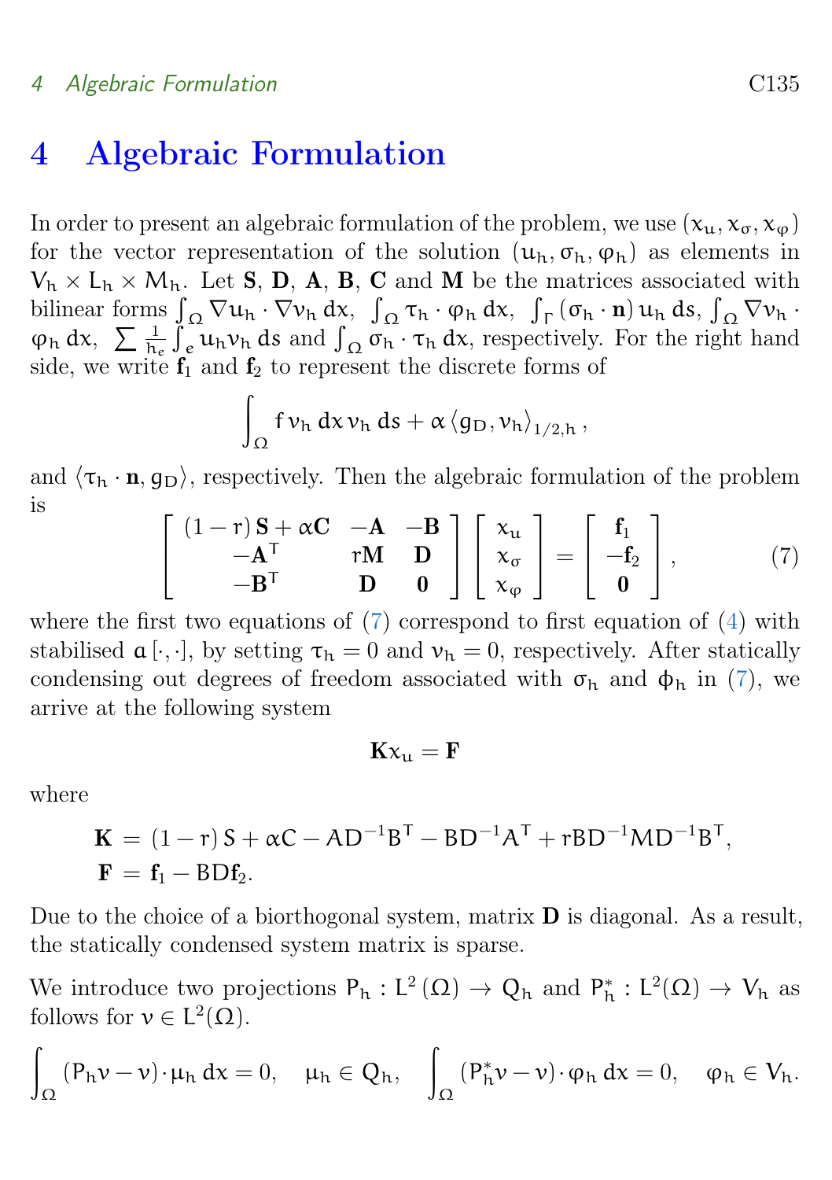# 4 Algebraic Formulation

In order to present an algebraic formulation of the problem, we use $(x_u, x_\sigma, x_\varphi)$ for the vector representation of the solution $(u_h, \sigma_h, \varphi_h)$ as elements in $V_h \times L_h \times M_h$. Let $\mathbf{S}$, $\mathbf{D}$, $\mathbf{A}$, $\mathbf{B}$, $\mathbf{C}$ and $\mathbf{M}$ be the matrices associated with bilinear forms $\int_\Omega \nabla u_h \cdot \nabla v_h \, dx$, $\int_\Omega \tau_h \cdot \varphi_h \, dx$, $\int_\Gamma (\sigma_h \cdot \mathbf{n}) \, u_h \, ds$, $\int_\Omega \nabla v_h \cdot \varphi_h \, dx$, $\sum \frac{1}{h_e} \int_e u_h v_h \, ds$ and $\int_\Omega \sigma_h \cdot \tau_h \, dx$, respectively. For the right hand side, we write $\mathbf{f}_1$ and $\mathbf{f}_2$ to represent the discrete forms of

$$\int_\Omega f \, v_h \, dx \, v_h \, ds + \alpha \left\langle g_D, v_h \right\rangle_{1/2,h},$$

and $\langle \tau_h \cdot \mathbf{n}, g_D \rangle$, respectively. Then the algebraic formulation of the problem is

$$\begin{bmatrix} (1-r)\,\mathbf{S} + \alpha \mathbf{C} & -\mathbf{A} & -\mathbf{B} \\ -\mathbf{A}^T & r\mathbf{M} & \mathbf{D} \\ -\mathbf{B}^T & \mathbf{D} & \mathbf{0} \end{bmatrix} \begin{bmatrix} x_u \\ x_\sigma \\ x_\varphi \end{bmatrix} = \begin{bmatrix} \mathbf{f}_1 \\ -\mathbf{f}_2 \\ \mathbf{0} \end{bmatrix}, \tag{7}$$

where the first two equations of (7) correspond to first equation of (4) with stabilised $a[\cdot,\cdot]$, by setting $\tau_h = 0$ and $v_h = 0$, respectively. After statically condensing out degrees of freedom associated with $\sigma_h$ and $\phi_h$ in (7), we arrive at the following system

$$\mathbf{K} x_u = \mathbf{F}$$

where

$$\begin{aligned} \mathbf{K} &= (1-r)\,S + \alpha C - A D^{-1} B^T - B D^{-1} A^T + r B D^{-1} M D^{-1} B^T, \\ \mathbf{F} &= \mathbf{f}_1 - B D \mathbf{f}_2. \end{aligned}$$

Due to the choice of a biorthogonal system, matrix $\mathbf{D}$ is diagonal. As a result, the statically condensed system matrix is sparse.

We introduce two projections $P_h : L^2(\Omega) \to Q_h$ and $P_h^* : L^2(\Omega) \to V_h$ as follows for $v \in L^2(\Omega)$.

$$\int_\Omega (P_h v - v) \cdot \mu_h \, dx = 0, \quad \mu_h \in Q_h, \qquad \int_\Omega (P_h^* v - v) \cdot \varphi_h \, dx = 0, \quad \varphi_h \in V_h.$$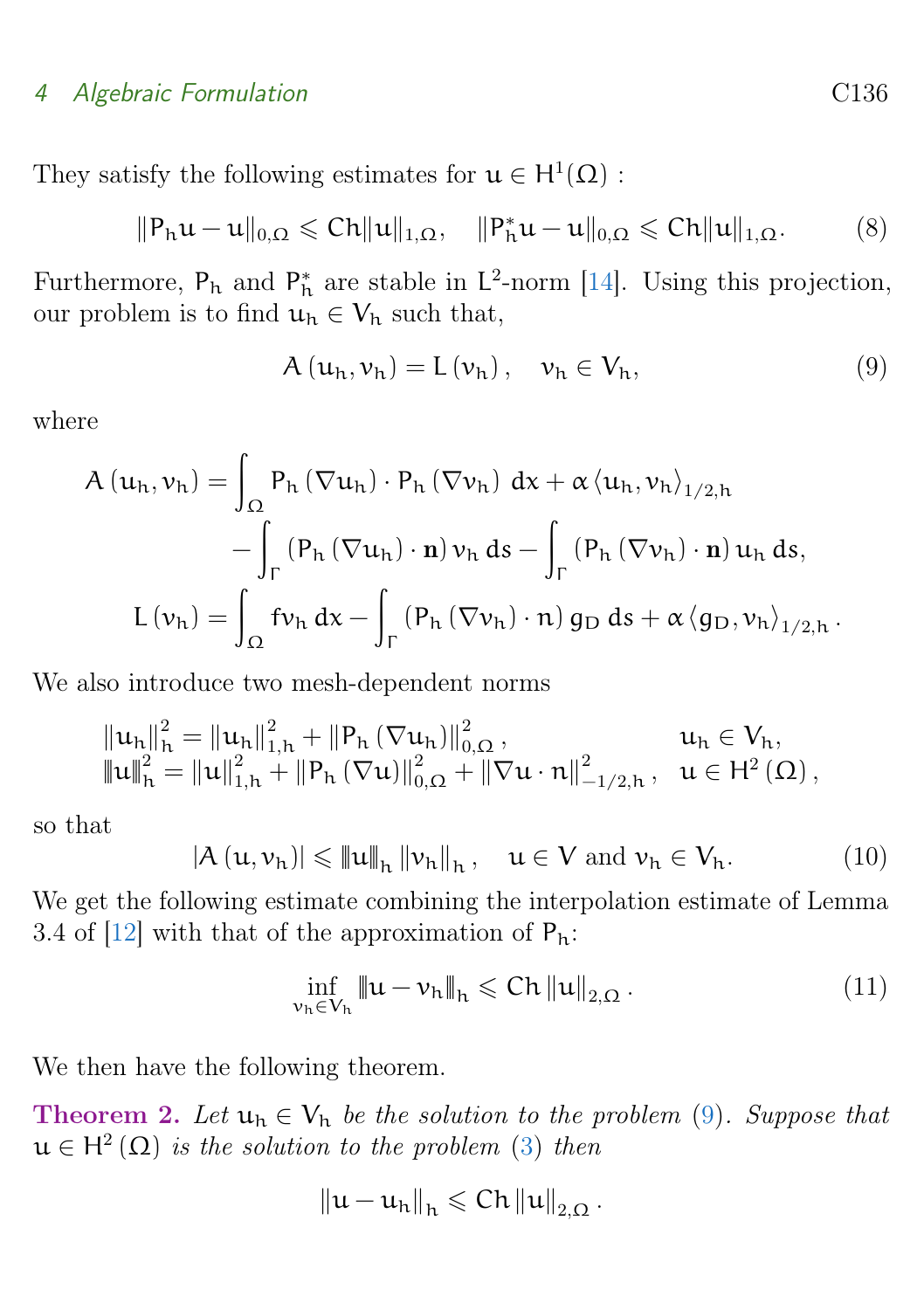They satisfy the following estimates for $u \in H^1(\Omega)$ :

$$\|P_h u - u\|_{0,\Omega} \leqslant Ch\|u\|_{1,\Omega}, \quad \|P_h^* u - u\|_{0,\Omega} \leqslant Ch\|u\|_{1,\Omega}. \tag{8}$$

Furthermore, $P_h$ and $P_h^*$ are stable in $L^2$-norm [14]. Using this projection, our problem is to find $u_h \in V_h$ such that,

$$A(u_h, v_h) = L(v_h), \quad v_h \in V_h, \tag{9}$$

where

$$\begin{aligned}
A(u_h, v_h) = &\int_\Omega P_h(\nabla u_h) \cdot P_h(\nabla v_h)\, dx + \alpha \langle u_h, v_h\rangle_{1/2,h} \\
&- \int_\Gamma (P_h(\nabla u_h) \cdot \mathbf{n})\, v_h\, ds - \int_\Gamma (P_h(\nabla v_h) \cdot \mathbf{n})\, u_h\, ds, \\
L(v_h) = &\int_\Omega f v_h\, dx - \int_\Gamma (P_h(\nabla v_h) \cdot n)\, g_D\, ds + \alpha \langle g_D, v_h\rangle_{1/2,h}.
\end{aligned}$$

We also introduce two mesh-dependent norms

$$\begin{aligned}
\|u_h\|_h^2 &= \|u_h\|_{1,h}^2 + \|P_h(\nabla u_h)\|_{0,\Omega}^2, && u_h \in V_h, \\
|||u|||_h^2 &= \|u\|_{1,h}^2 + \|P_h(\nabla u)\|_{0,\Omega}^2 + \|\nabla u \cdot n\|_{-1/2,h}^2, && u \in H^2(\Omega),
\end{aligned}$$

so that

$$|A(u, v_h)| \leqslant |||u|||_h \|v_h\|_h, \quad u \in V \text{ and } v_h \in V_h. \tag{10}$$

We get the following estimate combining the interpolation estimate of Lemma 3.4 of [12] with that of the approximation of $P_h$:

$$\inf_{v_h \in V_h} |||u - v_h|||_h \leqslant Ch\|u\|_{2,\Omega}. \tag{11}$$

We then have the following theorem.

**Theorem 2.** *Let $u_h \in V_h$ be the solution to the problem (9). Suppose that $u \in H^2(\Omega)$ is the solution to the problem (3) then*

$$\|u - u_h\|_h \leqslant Ch\|u\|_{2,\Omega}.$$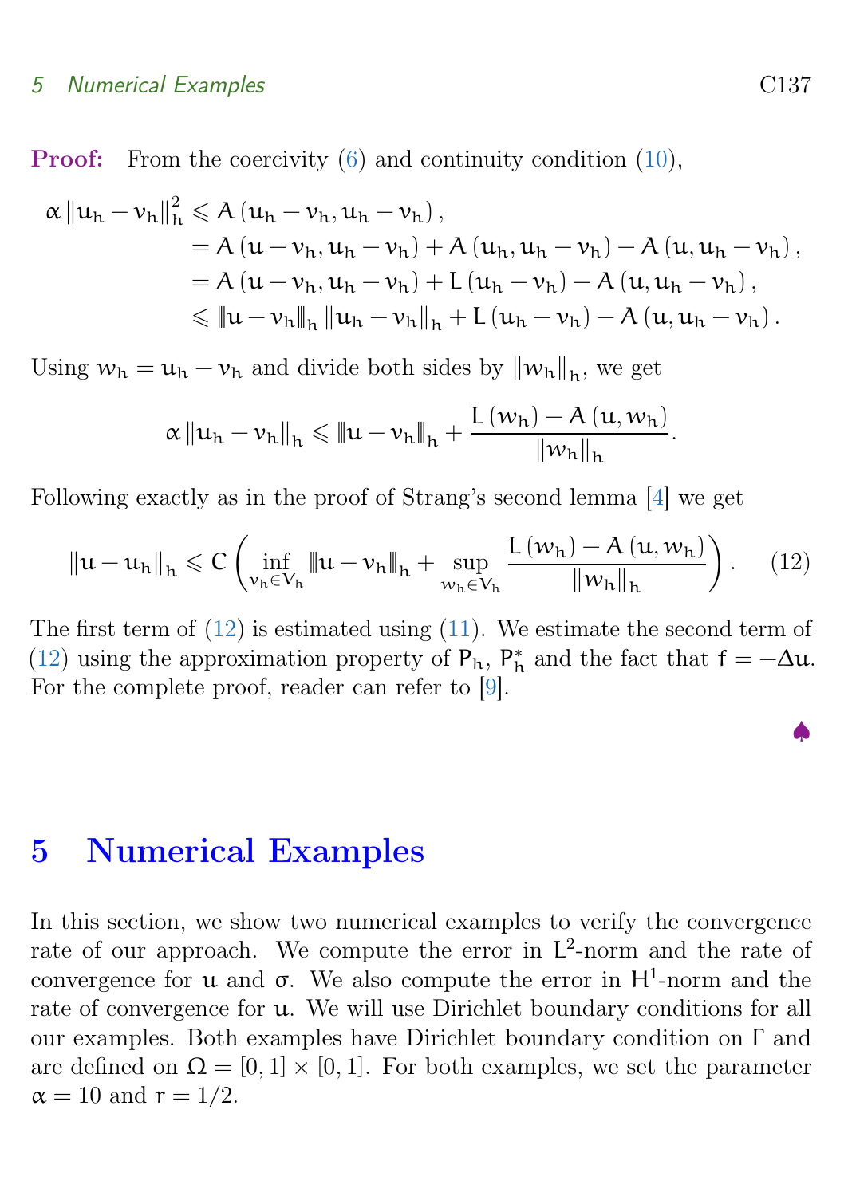**Proof:** From the coercivity (6) and continuity condition (10),

$$
\begin{aligned}
\alpha \left\| u_h - v_h \right\|_h^2 &\leqslant A\left(u_h - v_h, u_h - v_h\right), \\
&= A\left(u - v_h, u_h - v_h\right) + A\left(u_h, u_h - v_h\right) - A\left(u, u_h - v_h\right), \\
&= A\left(u - v_h, u_h - v_h\right) + L\left(u_h - v_h\right) - A\left(u, u_h - v_h\right), \\
&\leqslant \left\|\!\left| u - v_h \right|\!\right\|_h \left\| u_h - v_h \right\|_h + L\left(u_h - v_h\right) - A\left(u, u_h - v_h\right).
\end{aligned}
$$

Using $w_h = u_h - v_h$ and divide both sides by $\|w_h\|_h$, we get

$$
\alpha \left\| u_h - v_h \right\|_h \leqslant \left\|\!\left| u - v_h \right|\!\right\|_h + \frac{L\left(w_h\right) - A\left(u, w_h\right)}{\left\| w_h \right\|_h}.
$$

Following exactly as in the proof of Strang's second lemma [4] we get

$$
\left\| u - u_h \right\|_h \leqslant C \left( \inf_{v_h \in V_h} \left\|\!\left| u - v_h \right|\!\right\|_h + \sup_{w_h \in V_h} \frac{L\left(w_h\right) - A\left(u, w_h\right)}{\left\| w_h \right\|_h} \right). \tag{12}
$$

The first term of (12) is estimated using (11). We estimate the second term of (12) using the approximation property of $P_h$, $P_h^*$ and the fact that $f = -\Delta u$. For the complete proof, reader can refer to [9].

♠

# 5 Numerical Examples

In this section, we show two numerical examples to verify the convergence rate of our approach. We compute the error in $L^2$-norm and the rate of convergence for $u$ and $\sigma$. We also compute the error in $H^1$-norm and the rate of convergence for $u$. We will use Dirichlet boundary conditions for all our examples. Both examples have Dirichlet boundary condition on $\Gamma$ and are defined on $\Omega = [0, 1] \times [0, 1]$. For both examples, we set the parameter $\alpha = 10$ and $r = 1/2$.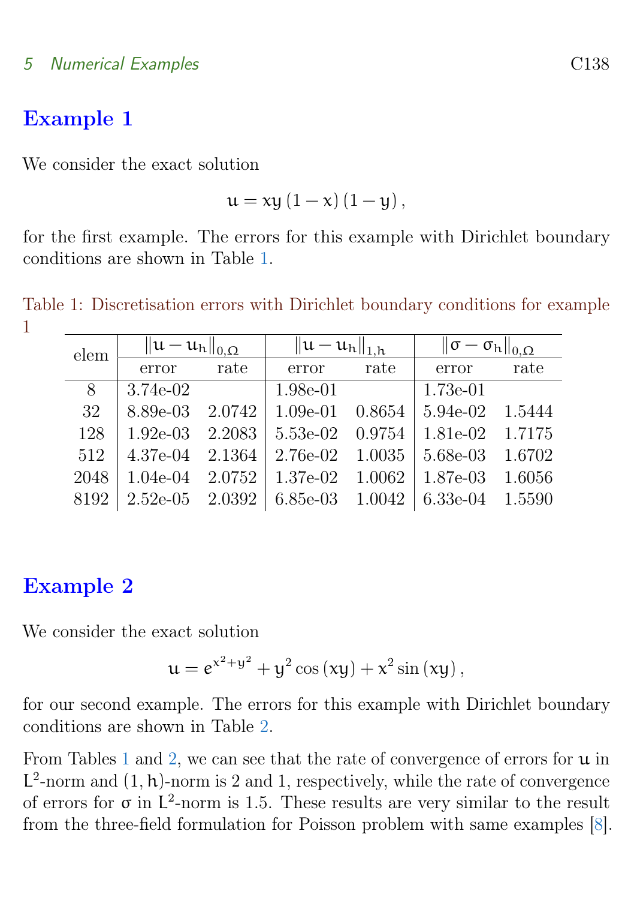## Example 1

We consider the exact solution

$$u = xy\,(1-x)\,(1-y)\,,$$

for the first example. The errors for this example with Dirichlet boundary conditions are shown in Table 1.

Table 1: Discretisation errors with Dirichlet boundary conditions for example 1

| elem | $\|u-u_h\|_{0,\Omega}$ | | $\|u-u_h\|_{1,h}$ | | $\|\sigma-\sigma_h\|_{0,\Omega}$ | |
|---|---|---|---|---|---|---|
| | error | rate | error | rate | error | rate |
| 8 | 3.74e-02 | | 1.98e-01 | | 1.73e-01 | |
| 32 | 8.89e-03 | 2.0742 | 1.09e-01 | 0.8654 | 5.94e-02 | 1.5444 |
| 128 | 1.92e-03 | 2.2083 | 5.53e-02 | 0.9754 | 1.81e-02 | 1.7175 |
| 512 | 4.37e-04 | 2.1364 | 2.76e-02 | 1.0035 | 5.68e-03 | 1.6702 |
| 2048 | 1.04e-04 | 2.0752 | 1.37e-02 | 1.0062 | 1.87e-03 | 1.6056 |
| 8192 | 2.52e-05 | 2.0392 | 6.85e-03 | 1.0042 | 6.33e-04 | 1.5590 |

## Example 2

We consider the exact solution

$$u = e^{x^2+y^2} + y^2\cos(xy) + x^2\sin(xy)\,,$$

for our second example. The errors for this example with Dirichlet boundary conditions are shown in Table 2.

From Tables 1 and 2, we can see that the rate of convergence of errors for $u$ in $L^2$-norm and $(1,h)$-norm is 2 and 1, respectively, while the rate of convergence of errors for $\sigma$ in $L^2$-norm is 1.5. These results are very similar to the result from the three-field formulation for Poisson problem with same examples [8].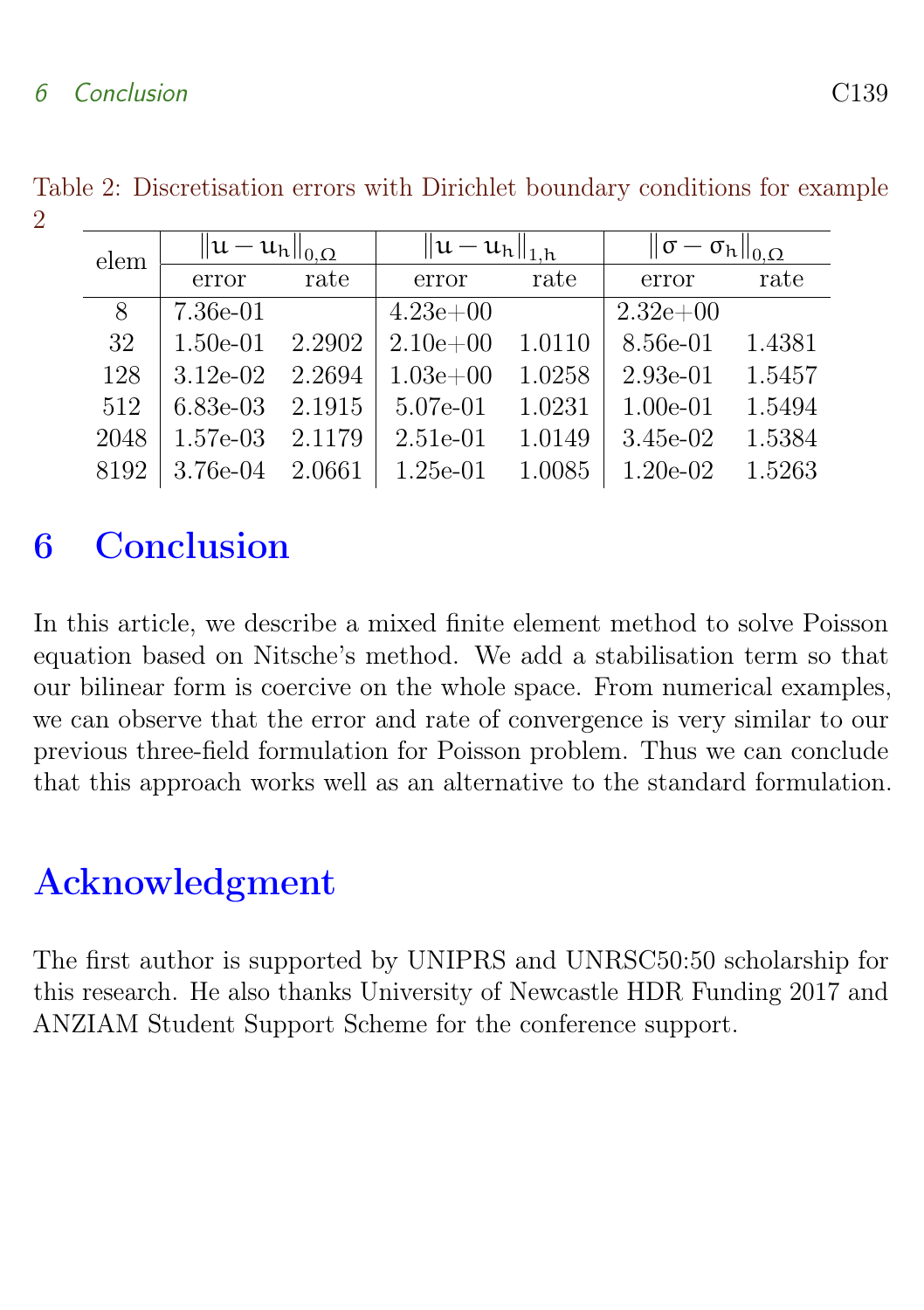Table 2: Discretisation errors with Dirichlet boundary conditions for example 2

| elem | $\|u - u_h\|_{0,\Omega}$ | | $\|u - u_h\|_{1,h}$ | | $\|\sigma - \sigma_h\|_{0,\Omega}$ | |
|---|---|---|---|---|---|---|
| | error | rate | error | rate | error | rate |
| 8 | 7.36e-01 | | 4.23e+00 | | 2.32e+00 | |
| 32 | 1.50e-01 | 2.2902 | 2.10e+00 | 1.0110 | 8.56e-01 | 1.4381 |
| 128 | 3.12e-02 | 2.2694 | 1.03e+00 | 1.0258 | 2.93e-01 | 1.5457 |
| 512 | 6.83e-03 | 2.1915 | 5.07e-01 | 1.0231 | 1.00e-01 | 1.5494 |
| 2048 | 1.57e-03 | 2.1179 | 2.51e-01 | 1.0149 | 3.45e-02 | 1.5384 |
| 8192 | 3.76e-04 | 2.0661 | 1.25e-01 | 1.0085 | 1.20e-02 | 1.5263 |

## 6 Conclusion

In this article, we describe a mixed finite element method to solve Poisson equation based on Nitsche's method. We add a stabilisation term so that our bilinear form is coercive on the whole space. From numerical examples, we can observe that the error and rate of convergence is very similar to our previous three-field formulation for Poisson problem. Thus we can conclude that this approach works well as an alternative to the standard formulation.

## Acknowledgment

The first author is supported by UNIPRS and UNRSC50:50 scholarship for this research. He also thanks University of Newcastle HDR Funding 2017 and ANZIAM Student Support Scheme for the conference support.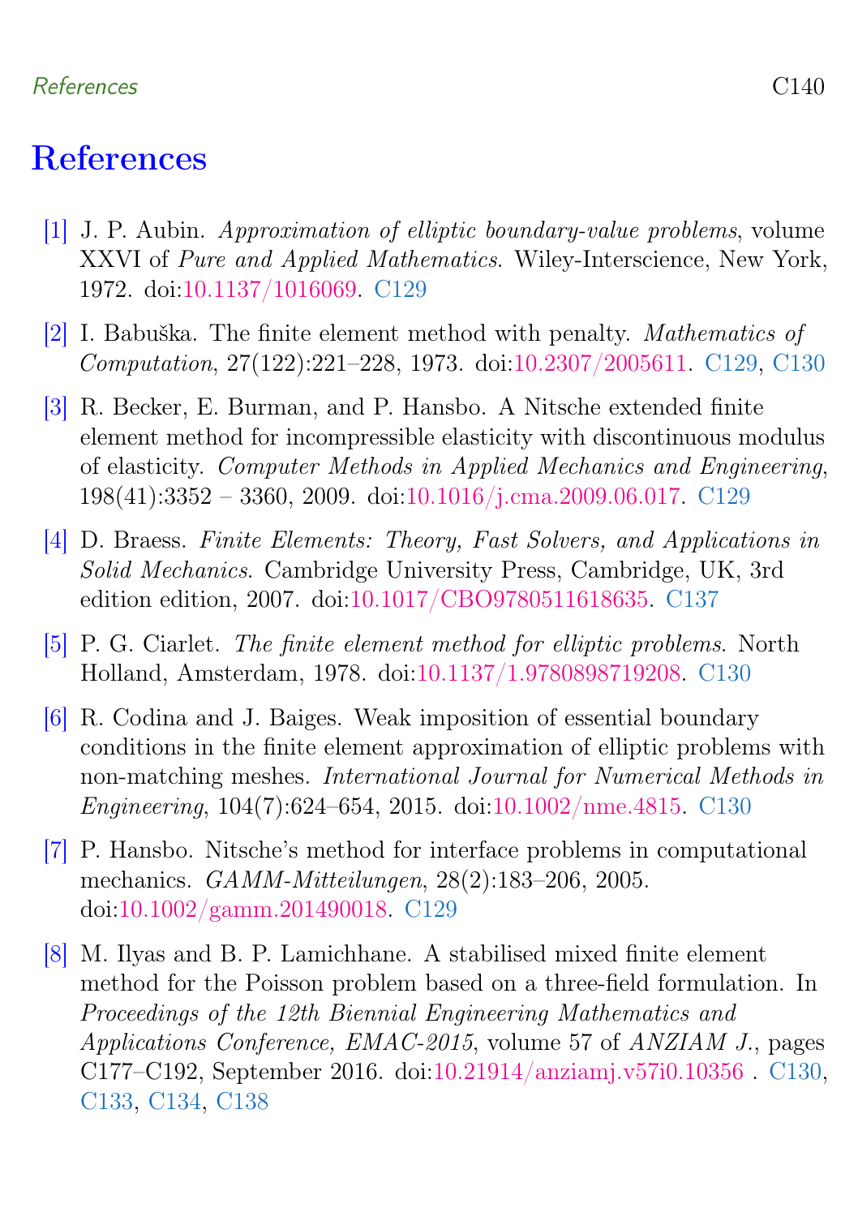# References

[1] J. P. Aubin. *Approximation of elliptic boundary-value problems*, volume XXVI of *Pure and Applied Mathematics*. Wiley-Interscience, New York, 1972. doi:10.1137/1016069. C129

[2] I. Babuška. The finite element method with penalty. *Mathematics of Computation*, 27(122):221–228, 1973. doi:10.2307/2005611. C129, C130

[3] R. Becker, E. Burman, and P. Hansbo. A Nitsche extended finite element method for incompressible elasticity with discontinuous modulus of elasticity. *Computer Methods in Applied Mechanics and Engineering*, 198(41):3352 – 3360, 2009. doi:10.1016/j.cma.2009.06.017. C129

[4] D. Braess. *Finite Elements: Theory, Fast Solvers, and Applications in Solid Mechanics*. Cambridge University Press, Cambridge, UK, 3rd edition edition, 2007. doi:10.1017/CBO9780511618635. C137

[5] P. G. Ciarlet. *The finite element method for elliptic problems*. North Holland, Amsterdam, 1978. doi:10.1137/1.9780898719208. C130

[6] R. Codina and J. Baiges. Weak imposition of essential boundary conditions in the finite element approximation of elliptic problems with non-matching meshes. *International Journal for Numerical Methods in Engineering*, 104(7):624–654, 2015. doi:10.1002/nme.4815. C130

[7] P. Hansbo. Nitsche's method for interface problems in computational mechanics. *GAMM-Mitteilungen*, 28(2):183–206, 2005. doi:10.1002/gamm.201490018. C129

[8] M. Ilyas and B. P. Lamichhane. A stabilised mixed finite element method for the Poisson problem based on a three-field formulation. In *Proceedings of the 12th Biennial Engineering Mathematics and Applications Conference, EMAC-2015*, volume 57 of *ANZIAM J.*, pages C177–C192, September 2016. doi:10.21914/anziamj.v57i0.10356 . C130, C133, C134, C138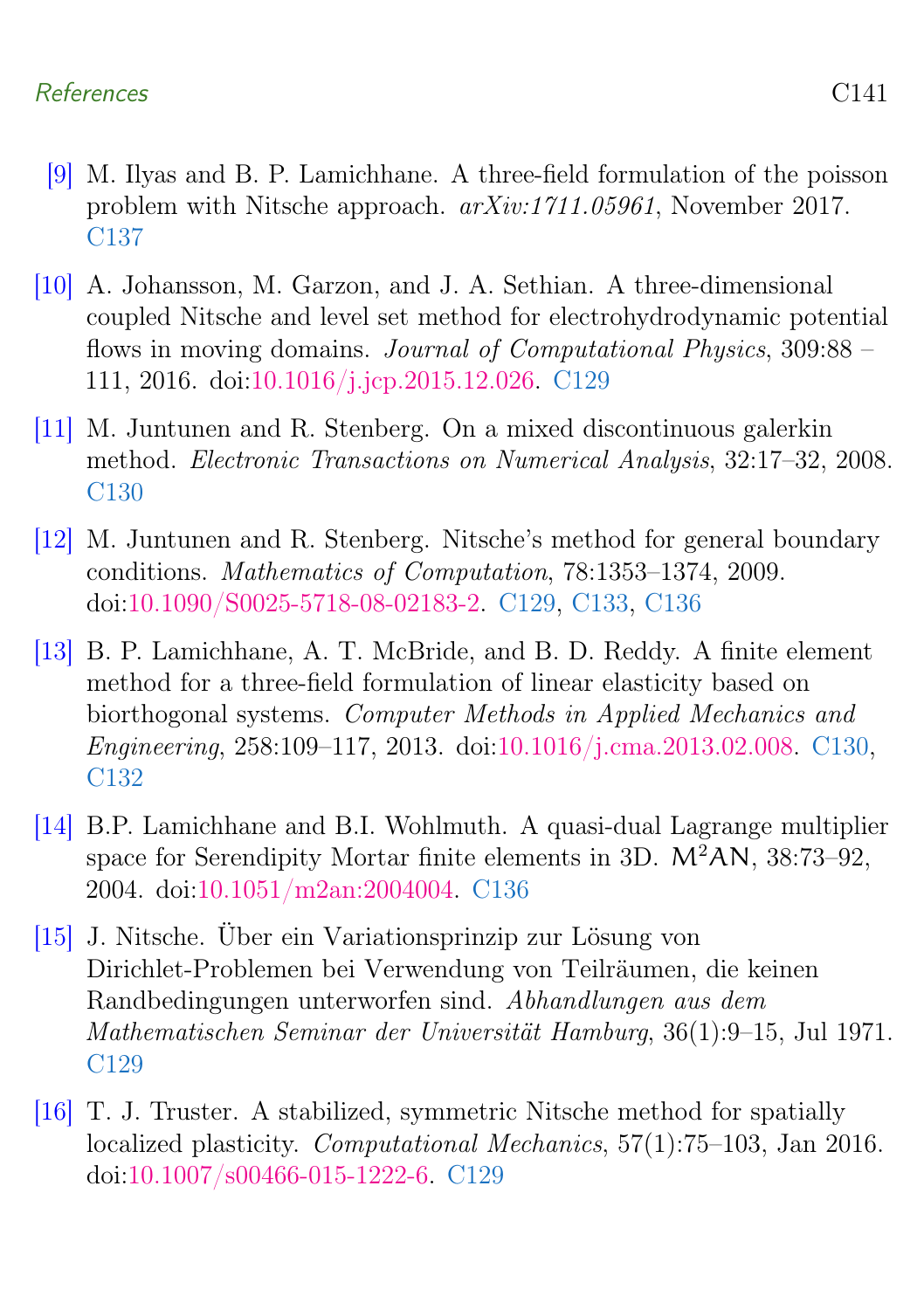[9] M. Ilyas and B. P. Lamichhane. A three-field formulation of the poisson problem with Nitsche approach. *arXiv:1711.05961*, November 2017. C137

[10] A. Johansson, M. Garzon, and J. A. Sethian. A three-dimensional coupled Nitsche and level set method for electrohydrodynamic potential flows in moving domains. *Journal of Computational Physics*, 309:88 – 111, 2016. doi:10.1016/j.jcp.2015.12.026. C129

[11] M. Juntunen and R. Stenberg. On a mixed discontinuous galerkin method. *Electronic Transactions on Numerical Analysis*, 32:17–32, 2008. C130

[12] M. Juntunen and R. Stenberg. Nitsche's method for general boundary conditions. *Mathematics of Computation*, 78:1353–1374, 2009. doi:10.1090/S0025-5718-08-02183-2. C129, C133, C136

[13] B. P. Lamichhane, A. T. McBride, and B. D. Reddy. A finite element method for a three-field formulation of linear elasticity based on biorthogonal systems. *Computer Methods in Applied Mechanics and Engineering*, 258:109–117, 2013. doi:10.1016/j.cma.2013.02.008. C130, C132

[14] B.P. Lamichhane and B.I. Wohlmuth. A quasi-dual Lagrange multiplier space for Serendipity Mortar finite elements in 3D. $\mathsf{M^2AN}$, 38:73–92, 2004. doi:10.1051/m2an:2004004. C136

[15] J. Nitsche. Über ein Variationsprinzip zur Lösung von Dirichlet-Problemen bei Verwendung von Teilräumen, die keinen Randbedingungen unterworfen sind. *Abhandlungen aus dem Mathematischen Seminar der Universität Hamburg*, 36(1):9–15, Jul 1971. C129

[16] T. J. Truster. A stabilized, symmetric Nitsche method for spatially localized plasticity. *Computational Mechanics*, 57(1):75–103, Jan 2016. doi:10.1007/s00466-015-1222-6. C129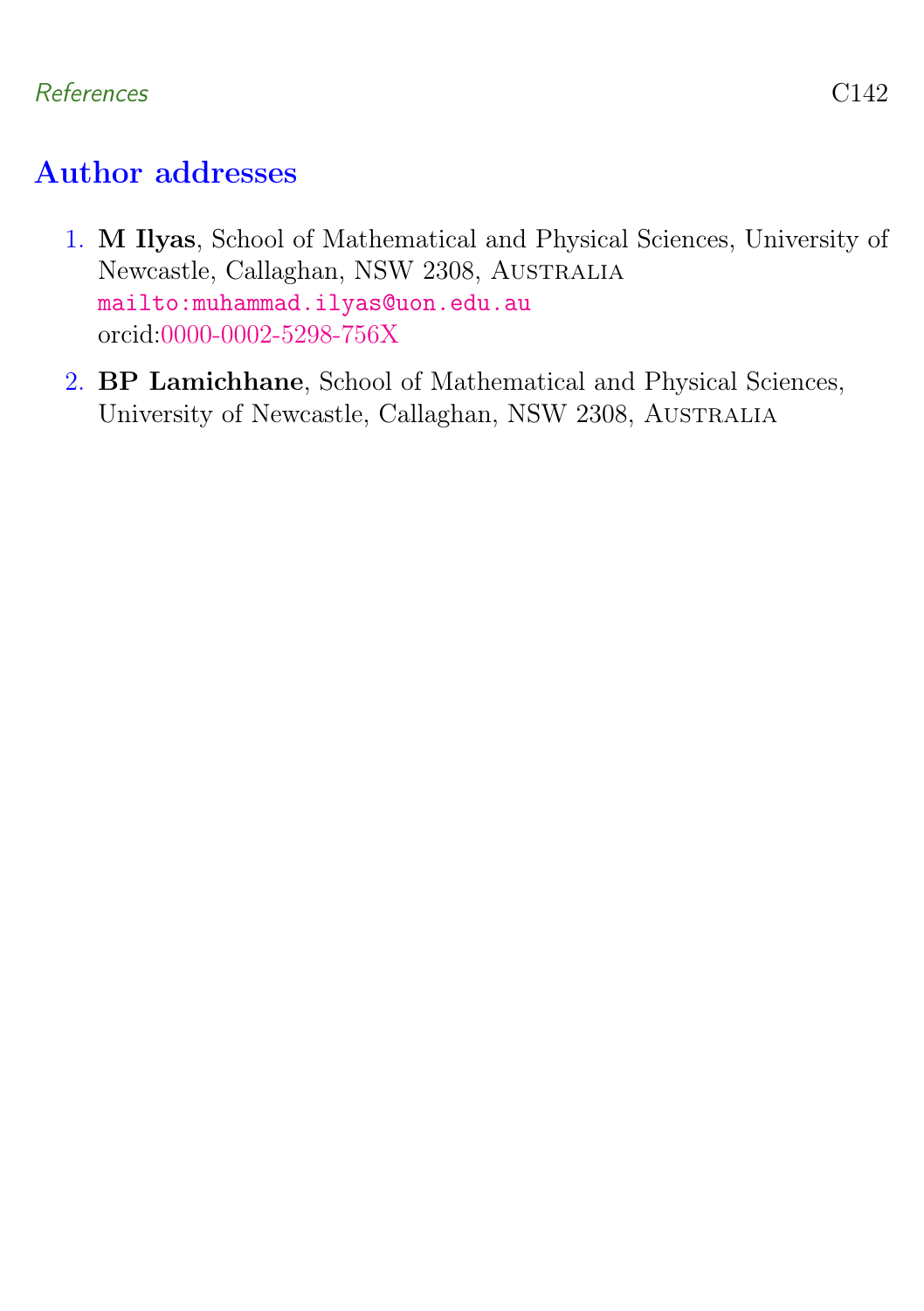## Author addresses

1. **M Ilyas**, School of Mathematical and Physical Sciences, University of Newcastle, Callaghan, NSW 2308, Australia
mailto:muhammad.ilyas@uon.edu.au
orcid:0000-0002-5298-756X

2. **BP Lamichhane**, School of Mathematical and Physical Sciences, University of Newcastle, Callaghan, NSW 2308, Australia